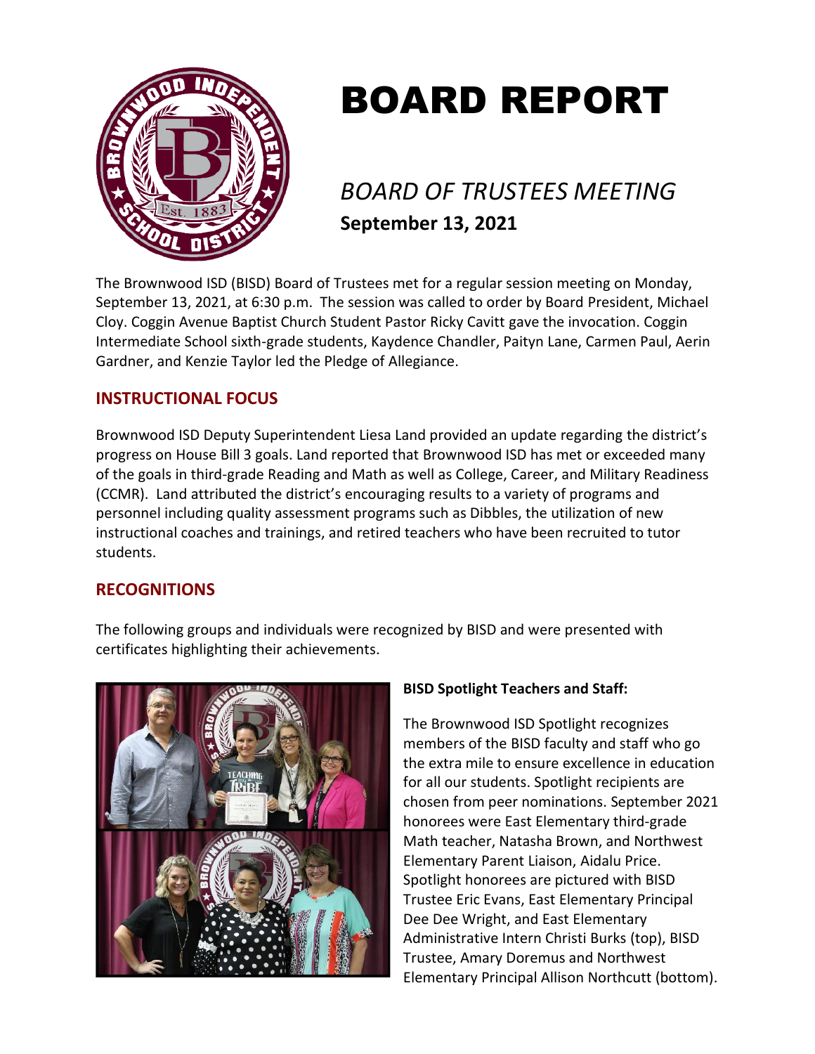# BOARD REPORT

## *BOARD OF TRUSTEES MEETING*

**September 13, 2021**

The Brownwood ISD (BISD) Board of Trustees met for a regular session meeting on Monday, September 13, 2021, at 6:30 p.m. The session was called to order by Board President, Michael Cloy. Coggin Avenue Baptist Church Student Pastor Ricky Cavitt gave the invocation. Coggin Intermediate School sixth-grade students, Kaydence Chandler, Paityn Lane, Carmen Paul, Aerin Gardner, and Kenzie Taylor led the Pledge of Allegiance.

## INSTRUCTIONAL FOCUS

Brownwood ISD Deputy Superintendent Liesa Land provided an update regarding the district's progress on House Bill 3 goals. Land reported that Brownwood ISD has met or exceeded many of the goals in third-grade Reading and Math as well as College, Career, and Military Readiness (CCMR). Land attributed the district's encouraging results to a variety of programs and personnel including quality assessment programs such as Dibbles, the utilization of new instructional coaches and trainings, and retired teachers who have been recruited to tutor students.

## RECOGNITIONS

The following groups and individuals were recognized by BISD and were presented with certificates highlighting their achievements.

**BISD Spotlight Teachers and Staff:**

The Brownwood ISD Spotlight recognizes members of the BISD faculty and staff who go the extra mile to ensure excellence in education for all our students. Spotlight recipients are chosen from peer nominations. September 2021 honorees were East Elementary third-grade Math teacher, Natasha Brown, and Northwest Elementary Parent Liaison, Aidalu Price. Spotlight honorees are pictured with BISD Trustee Eric Evans, East Elementary Principal Dee Dee Wright, and East Elementary Administrative Intern Christi Burks (top), BISD Trustee, Amary Doremus and Northwest Elementary Principal Allison Northcutt (bottom).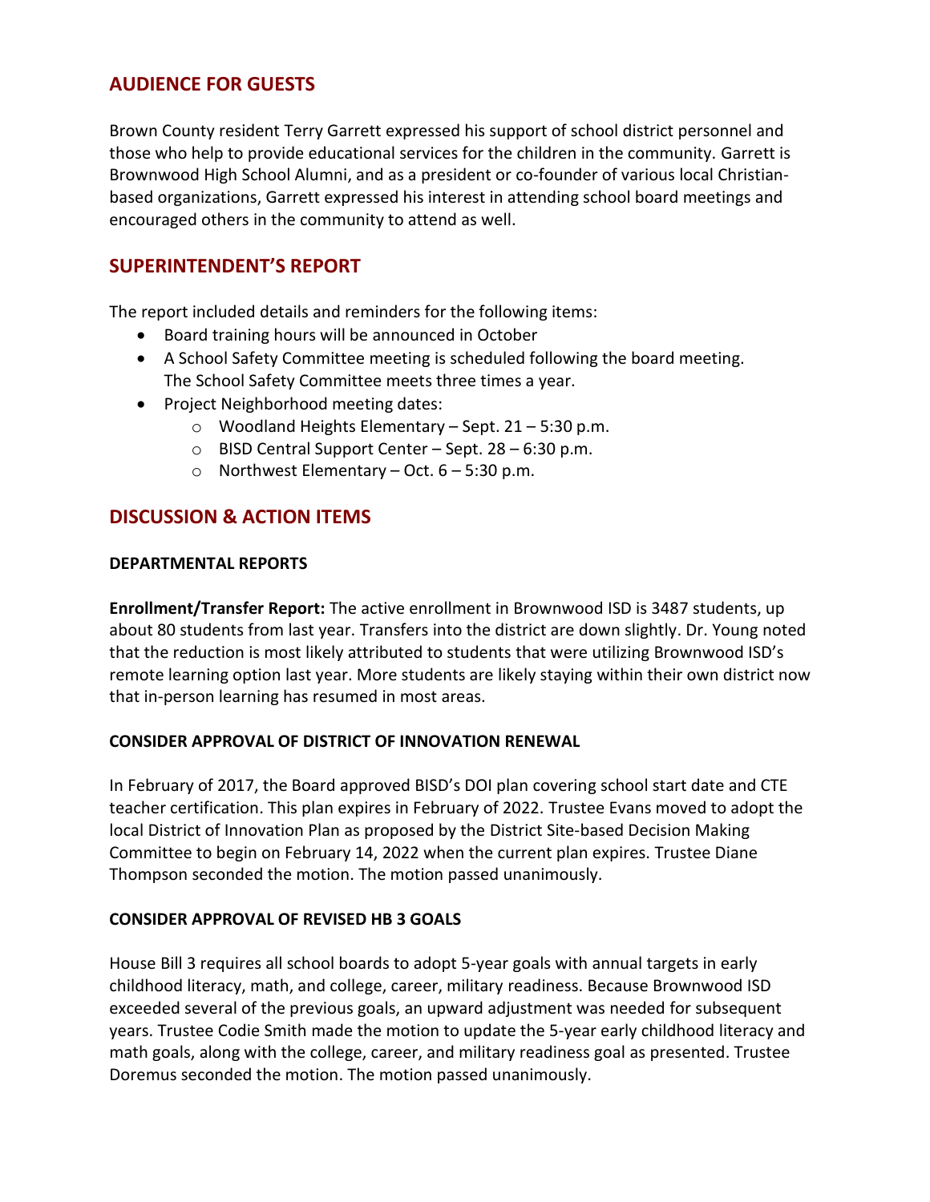## AUDIENCE FOR GUESTS

Brown County resident Terry Garrett expressed his support of school district personnel and those who help to provide educational services for the children in the community. Garrett is Brownwood High School Alumni, and as a president or co-founder of various local Christian-based organizations, Garrett expressed his interest in attending school board meetings and encouraged others in the community to attend as well.

## SUPERINTENDENT'S REPORT

The report included details and reminders for the following items:

- Board training hours will be announced in October
- A School Safety Committee meeting is scheduled following the board meeting. The School Safety Committee meets three times a year.
- Project Neighborhood meeting dates:
  - Woodland Heights Elementary – Sept. 21 – 5:30 p.m.
  - BISD Central Support Center – Sept. 28 – 6:30 p.m.
  - Northwest Elementary – Oct. 6 – 5:30 p.m.

## DISCUSSION & ACTION ITEMS

**DEPARTMENTAL REPORTS**

**Enrollment/Transfer Report:** The active enrollment in Brownwood ISD is 3487 students, up about 80 students from last year. Transfers into the district are down slightly. Dr. Young noted that the reduction is most likely attributed to students that were utilizing Brownwood ISD's remote learning option last year. More students are likely staying within their own district now that in-person learning has resumed in most areas.

**CONSIDER APPROVAL OF DISTRICT OF INNOVATION RENEWAL**

In February of 2017, the Board approved BISD's DOI plan covering school start date and CTE teacher certification. This plan expires in February of 2022. Trustee Evans moved to adopt the local District of Innovation Plan as proposed by the District Site-based Decision Making Committee to begin on February 14, 2022 when the current plan expires. Trustee Diane Thompson seconded the motion. The motion passed unanimously.

**CONSIDER APPROVAL OF REVISED HB 3 GOALS**

House Bill 3 requires all school boards to adopt 5-year goals with annual targets in early childhood literacy, math, and college, career, military readiness. Because Brownwood ISD exceeded several of the previous goals, an upward adjustment was needed for subsequent years. Trustee Codie Smith made the motion to update the 5-year early childhood literacy and math goals, along with the college, career, and military readiness goal as presented. Trustee Doremus seconded the motion. The motion passed unanimously.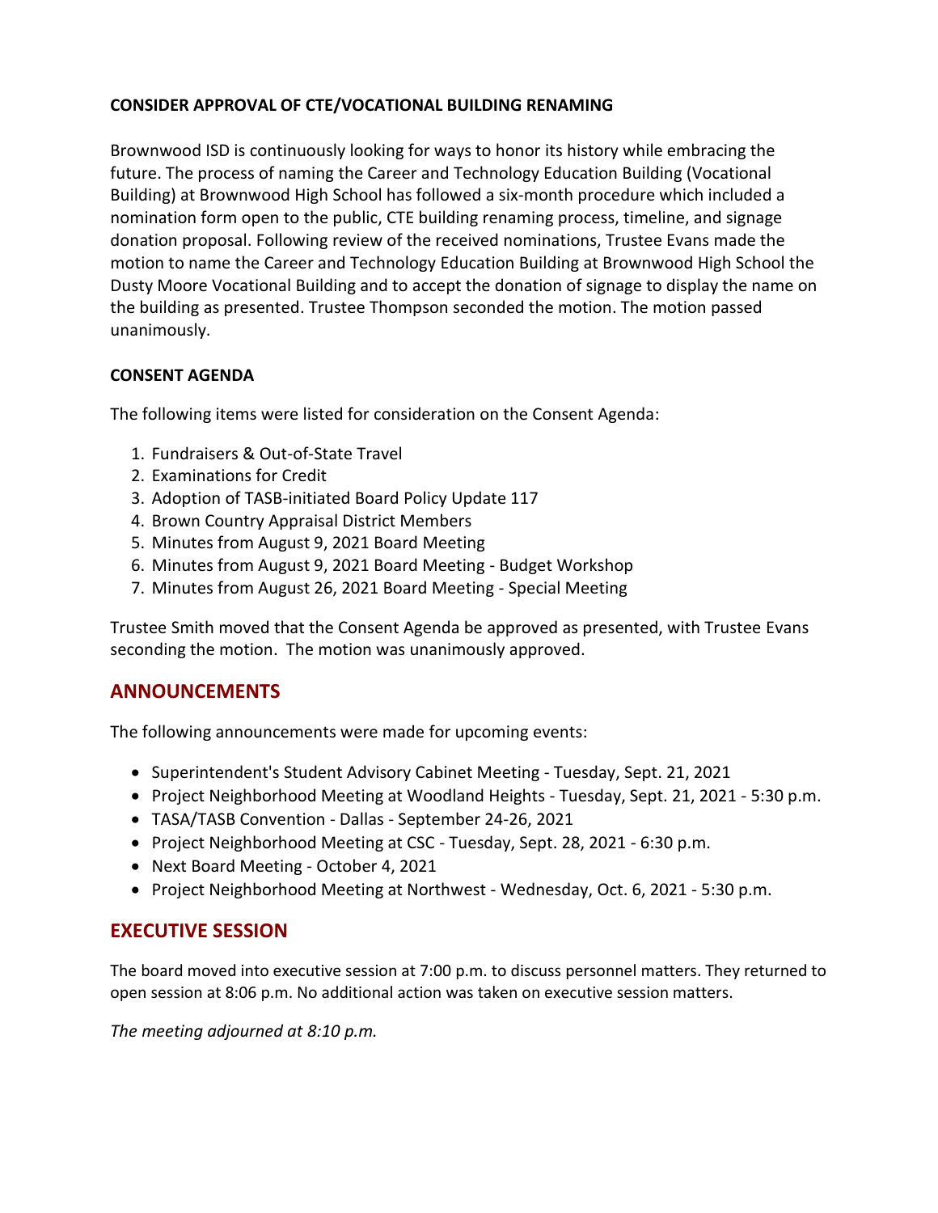**CONSIDER APPROVAL OF CTE/VOCATIONAL BUILDING RENAMING**

Brownwood ISD is continuously looking for ways to honor its history while embracing the future. The process of naming the Career and Technology Education Building (Vocational Building) at Brownwood High School has followed a six-month procedure which included a nomination form open to the public, CTE building renaming process, timeline, and signage donation proposal. Following review of the received nominations, Trustee Evans made the motion to name the Career and Technology Education Building at Brownwood High School the Dusty Moore Vocational Building and to accept the donation of signage to display the name on the building as presented. Trustee Thompson seconded the motion. The motion passed unanimously.

**CONSENT AGENDA**

The following items were listed for consideration on the Consent Agenda:

1. Fundraisers & Out-of-State Travel
2. Examinations for Credit
3. Adoption of TASB-initiated Board Policy Update 117
4. Brown Country Appraisal District Members
5. Minutes from August 9, 2021 Board Meeting
6. Minutes from August 9, 2021 Board Meeting - Budget Workshop
7. Minutes from August 26, 2021 Board Meeting - Special Meeting

Trustee Smith moved that the Consent Agenda be approved as presented, with Trustee Evans seconding the motion. The motion was unanimously approved.

## ANNOUNCEMENTS

The following announcements were made for upcoming events:

- Superintendent's Student Advisory Cabinet Meeting - Tuesday, Sept. 21, 2021
- Project Neighborhood Meeting at Woodland Heights - Tuesday, Sept. 21, 2021 - 5:30 p.m.
- TASA/TASB Convention - Dallas - September 24-26, 2021
- Project Neighborhood Meeting at CSC - Tuesday, Sept. 28, 2021 - 6:30 p.m.
- Next Board Meeting - October 4, 2021
- Project Neighborhood Meeting at Northwest - Wednesday, Oct. 6, 2021 - 5:30 p.m.

## EXECUTIVE SESSION

The board moved into executive session at 7:00 p.m. to discuss personnel matters. They returned to open session at 8:06 p.m. No additional action was taken on executive session matters.

*The meeting adjourned at 8:10 p.m.*